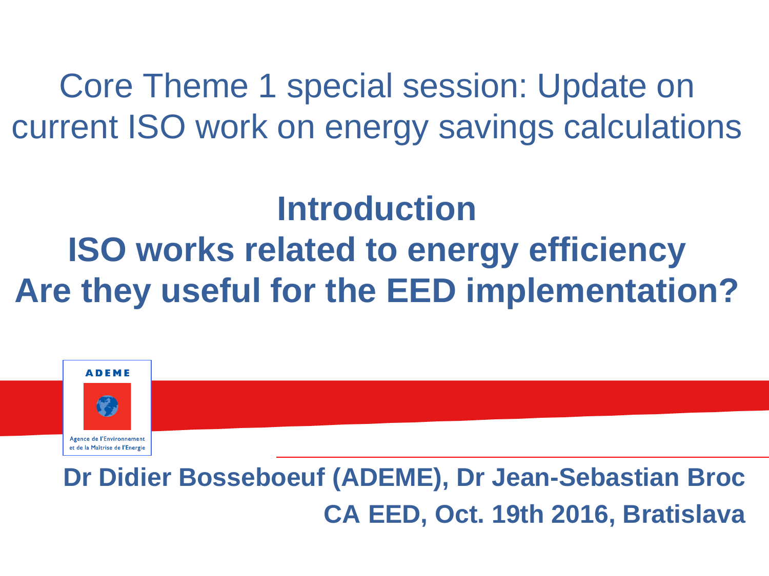Core Theme 1 special session: Update on current ISO work on energy savings calculations

# Introduction
# ISO works related to energy efficiency
# Are they useful for the EED implementation?

ADEME

Agence de l'Environnement et de la Maîtrise de l'Energie

**Dr Didier Bosseboeuf (ADEME), Dr Jean-Sebastian Broc**

**CA EED, Oct. 19th 2016, Bratislava**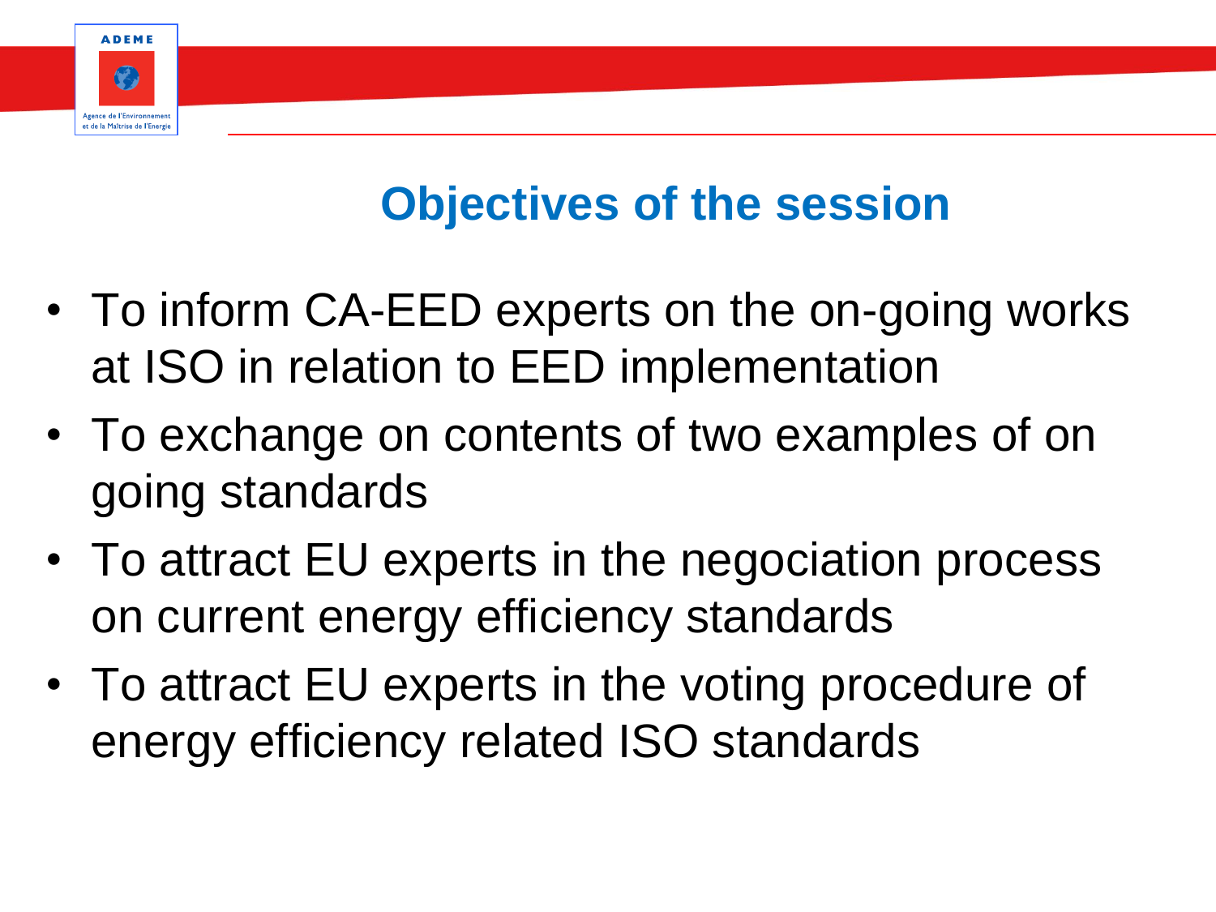# Objectives of the session

- To inform CA-EED experts on the on-going works at ISO in relation to EED implementation
- To exchange on contents of two examples of on going standards
- To attract EU experts in the negociation process on current energy efficiency standards
- To attract EU experts in the voting procedure of energy efficiency related ISO standards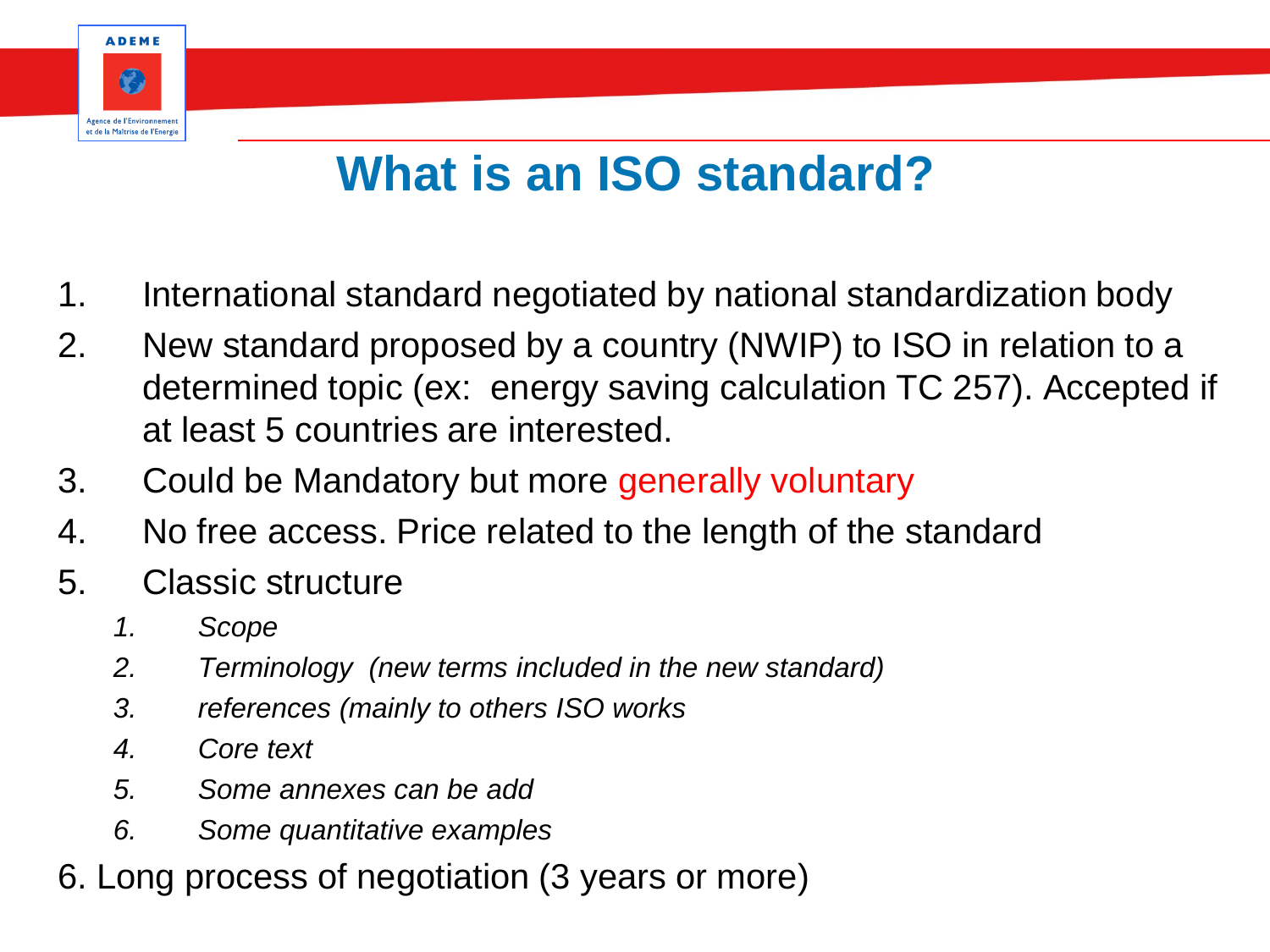# What is an ISO standard?

1. International standard negotiated by national standardization body
2. New standard proposed by a country (NWIP) to ISO in relation to a determined topic (ex:  energy saving calculation TC 257). Accepted if at least 5 countries are interested.
3. Could be Mandatory but more generally voluntary
4. No free access. Price related to the length of the standard
5. Classic structure
   1. *Scope*
   2. *Terminology  (new terms included in the new standard)*
   3. *references (mainly to others ISO works*
   4. *Core text*
   5. *Some annexes can be add*
   6. *Some quantitative examples*
6. Long process of negotiation (3 years or more)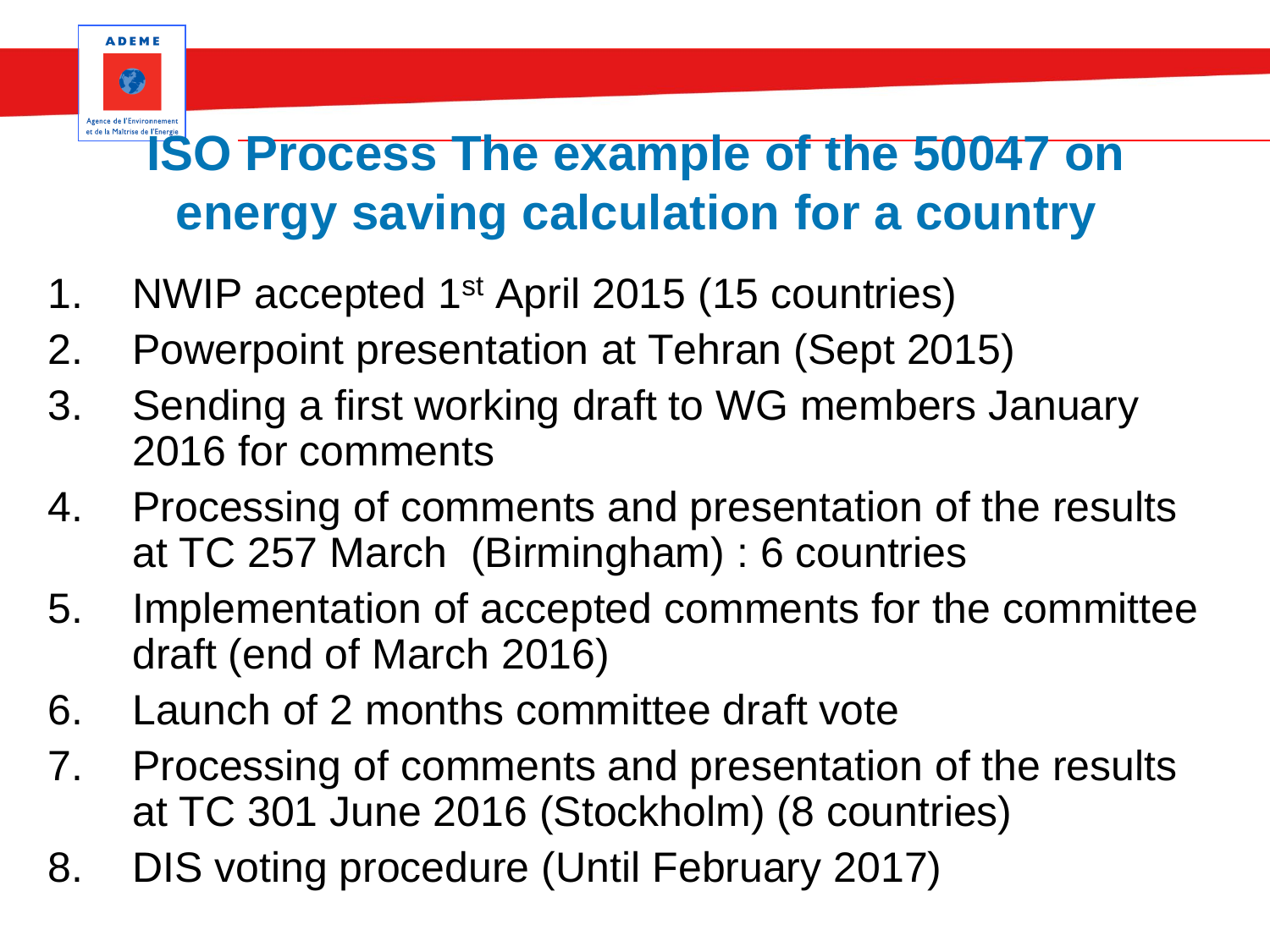# ISO Process The example of the 50047 on energy saving calculation for a country

1. NWIP accepted 1st April 2015 (15 countries)
2. Powerpoint presentation at Tehran (Sept 2015)
3. Sending a first working draft to WG members January 2016 for comments
4. Processing of comments and presentation of the results at TC 257 March (Birmingham) : 6 countries
5. Implementation of accepted comments for the committee draft (end of March 2016)
6. Launch of 2 months committee draft vote
7. Processing of comments and presentation of the results at TC 301 June 2016 (Stockholm) (8 countries)
8. DIS voting procedure (Until February 2017)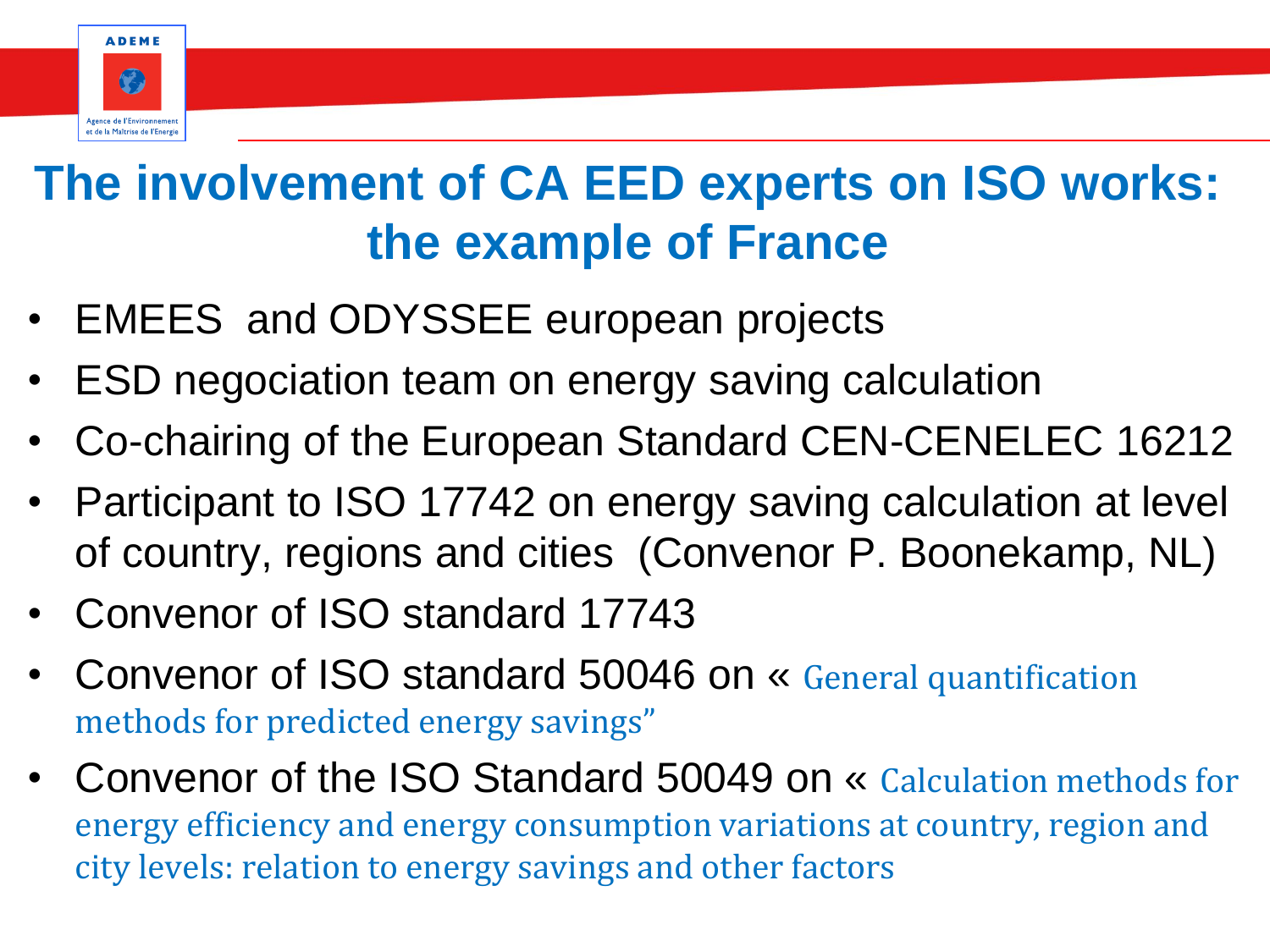# The involvement of CA EED experts on ISO works: the example of France

- EMEES and ODYSSEE european projects
- ESD negociation team on energy saving calculation
- Co-chairing of the European Standard CEN-CENELEC 16212
- Participant to ISO 17742 on energy saving calculation at level of country, regions and cities (Convenor P. Boonekamp, NL)
- Convenor of ISO standard 17743
- Convenor of ISO standard 50046 on « General quantification methods for predicted energy savings"
- Convenor of the ISO Standard 50049 on « Calculation methods for energy efficiency and energy consumption variations at country, region and city levels: relation to energy savings and other factors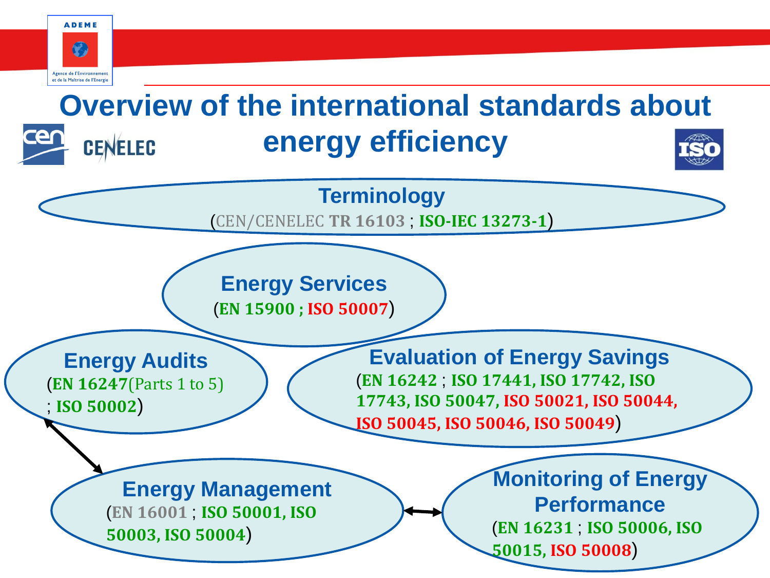# Overview of the international standards about energy efficiency

## Terminology

(CEN/CENELEC **TR 16103** ; **ISO-IEC 13273-1**)

## Energy Services

(**EN 15900 ; ISO 50007**)

## Energy Audits

(**EN 16247**(Parts 1 to 5) ; **ISO 50002**)

## Evaluation of Energy Savings

(**EN 16242** ; **ISO 17441, ISO 17742, ISO 17743, ISO 50047, ISO 50021, ISO 50044, ISO 50045, ISO 50046, ISO 50049**)

## Energy Management

(**EN 16001** ; **ISO 50001, ISO 50003, ISO 50004**)

## Monitoring of Energy Performance

(**EN 16231** ; **ISO 50006, ISO 50015, ISO 50008**)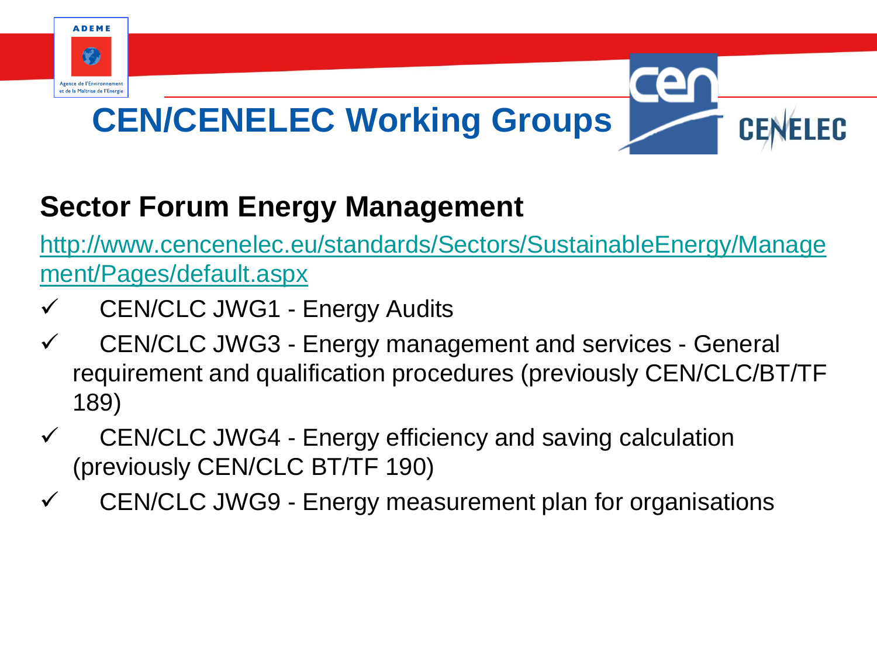# CEN/CENELEC Working Groups

## Sector Forum Energy Management

http://www.cencenelec.eu/standards/Sectors/SustainableEnergy/Management/Pages/default.aspx

- ✓ CEN/CLC JWG1 - Energy Audits
- ✓ CEN/CLC JWG3 - Energy management and services - General requirement and qualification procedures (previously CEN/CLC/BT/TF 189)
- ✓ CEN/CLC JWG4 - Energy efficiency and saving calculation (previously CEN/CLC BT/TF 190)
- ✓ CEN/CLC JWG9 - Energy measurement plan for organisations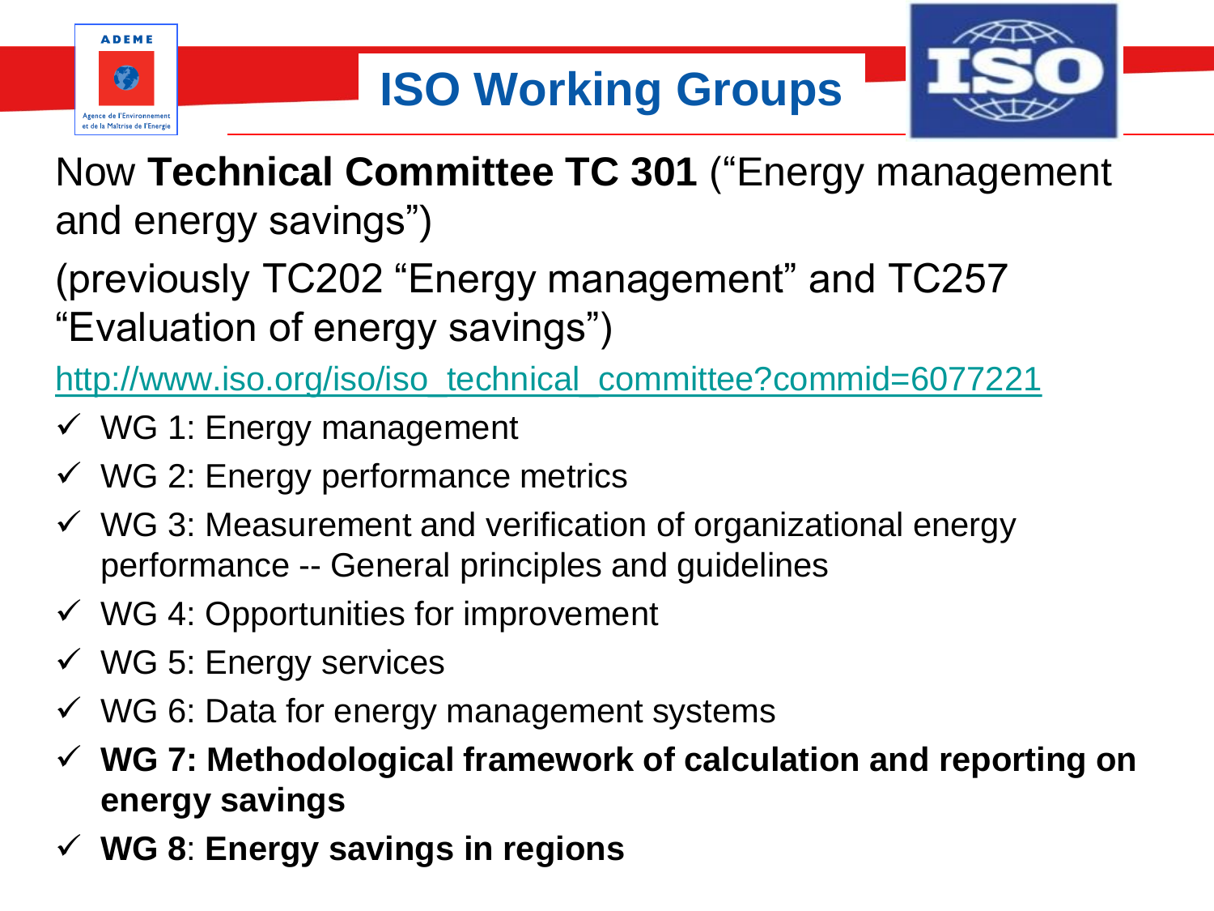# ISO Working Groups

Now **Technical Committee TC 301** ("Energy management and energy savings")

(previously TC202 "Energy management" and TC257 "Evaluation of energy savings")

http://www.iso.org/iso/iso_technical_committee?commid=6077221

- ✓ WG 1: Energy management
- ✓ WG 2: Energy performance metrics
- ✓ WG 3: Measurement and verification of organizational energy performance -- General principles and guidelines
- ✓ WG 4: Opportunities for improvement
- ✓ WG 5: Energy services
- ✓ WG 6: Data for energy management systems
- ✓ **WG 7: Methodological framework of calculation and reporting on energy savings**
- ✓ **WG 8**: **Energy savings in regions**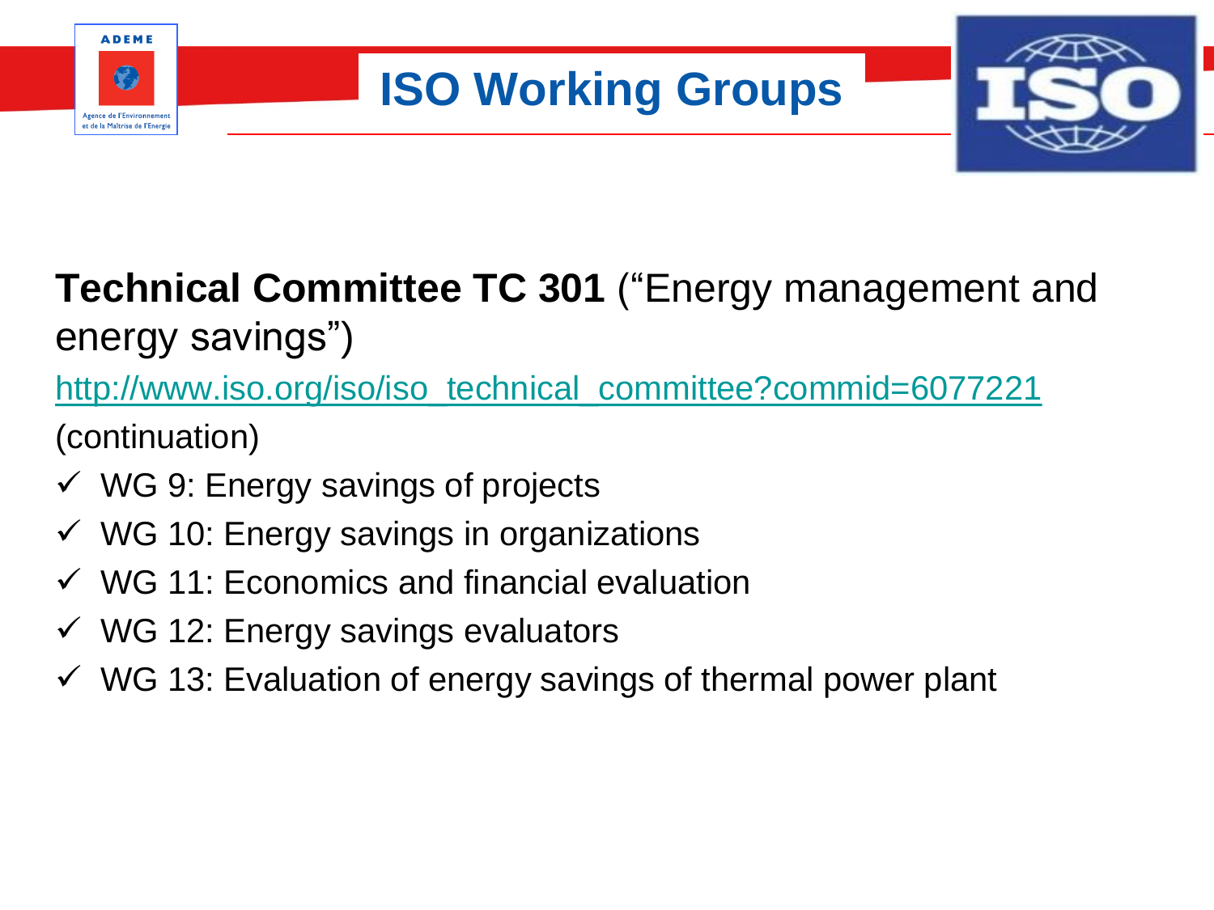# ISO Working Groups

**Technical Committee TC 301** (“Energy management and energy savings”)

http://www.iso.org/iso/iso_technical_committee?commid=6077221

(continuation)

- ✓ WG 9: Energy savings of projects
- ✓ WG 10: Energy savings in organizations
- ✓ WG 11: Economics and financial evaluation
- ✓ WG 12: Energy savings evaluators
- ✓ WG 13: Evaluation of energy savings of thermal power plant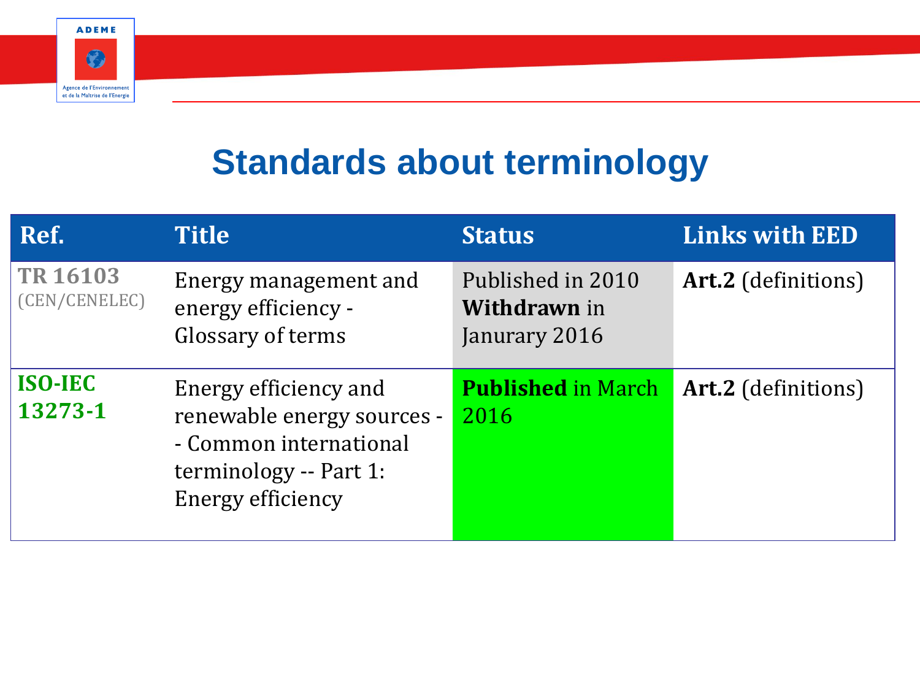# Standards about terminology

| Ref. | Title | Status | Links with EED |
|---|---|---|---|
| **TR 16103** (CEN/CENELEC) | Energy management and energy efficiency - Glossary of terms | Published in 2010 **Withdrawn** in Janurary 2016 | **Art.2** (definitions) |
| **ISO-IEC 13273-1** | Energy efficiency and renewable energy sources -- Common international terminology -- Part 1: Energy efficiency | **Published** in March 2016 | **Art.2** (definitions) |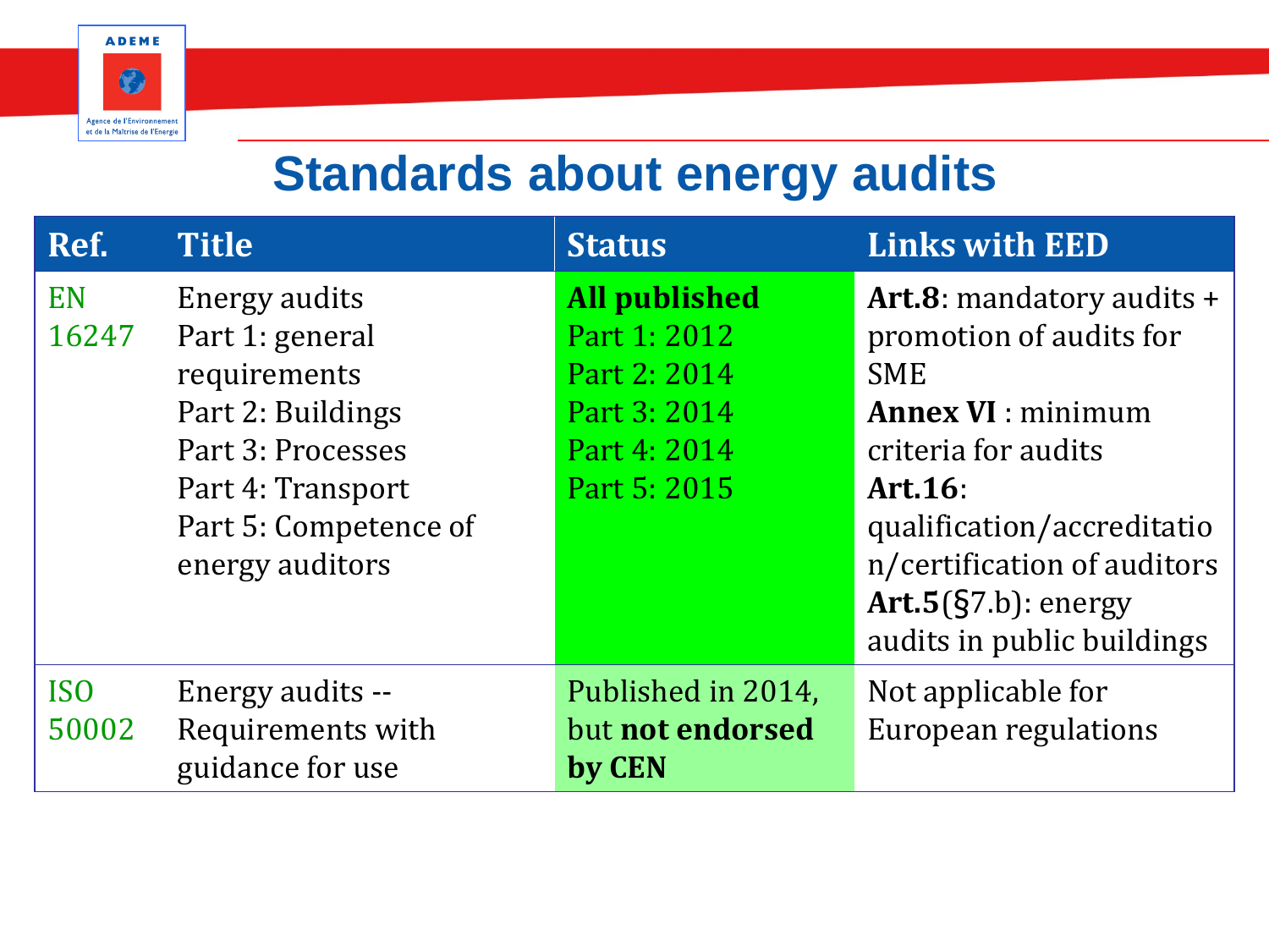# Standards about energy audits

| Ref. | Title | Status | Links with EED |
|---|---|---|---|
| EN 16247 | Energy audits<br>Part 1: general requirements<br>Part 2: Buildings<br>Part 3: Processes<br>Part 4: Transport<br>Part 5: Competence of energy auditors | **All published**<br>Part 1: 2012<br>Part 2: 2014<br>Part 3: 2014<br>Part 4: 2014<br>Part 5: 2015 | **Art.8**: mandatory audits + promotion of audits for SME<br>**Annex VI** : minimum criteria for audits<br>**Art.16**: qualification/accreditation/certification of auditors<br>**Art.5**(§7.b): energy audits in public buildings |
| ISO 50002 | Energy audits -- Requirements with guidance for use | Published in 2014, but **not endorsed by CEN** | Not applicable for European regulations |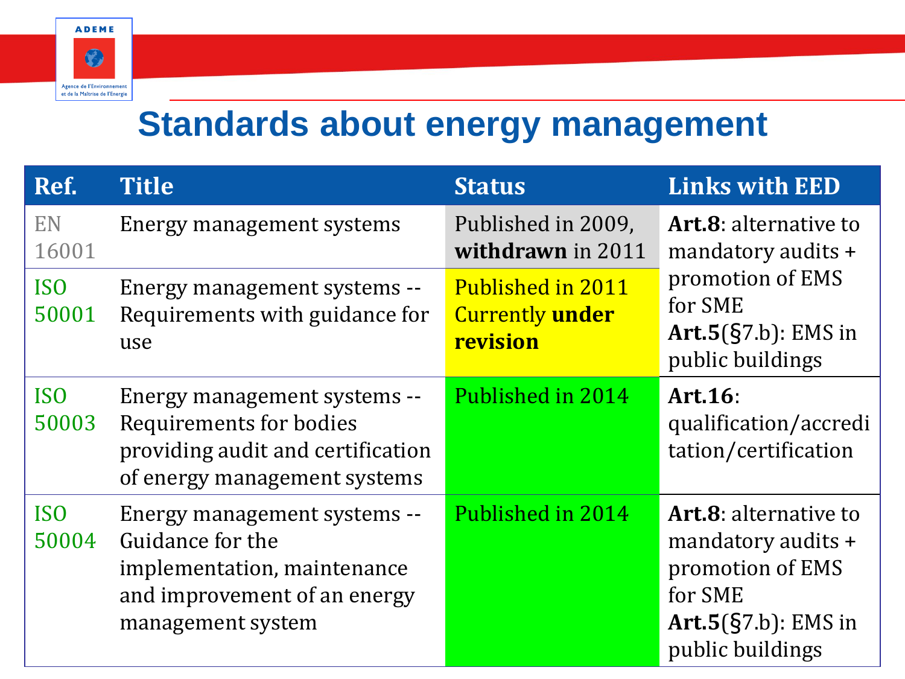# Standards about energy management

| Ref. | Title | Status | Links with EED |
|---|---|---|---|
| EN 16001 | Energy management systems | Published in 2009, **withdrawn** in 2011 | **Art.8**: alternative to mandatory audits + promotion of EMS for SME **Art.5**(§7.b): EMS in public buildings |
| ISO 50001 | Energy management systems -- Requirements with guidance for use | Published in 2011 Currently **under revision** | |
| ISO 50003 | Energy management systems -- Requirements for bodies providing audit and certification of energy management systems | Published in 2014 | **Art.16**: qualification/accreditation/certification |
| ISO 50004 | Energy management systems -- Guidance for the implementation, maintenance and improvement of an energy management system | Published in 2014 | **Art.8**: alternative to mandatory audits + promotion of EMS for SME **Art.5**(§7.b): EMS in public buildings |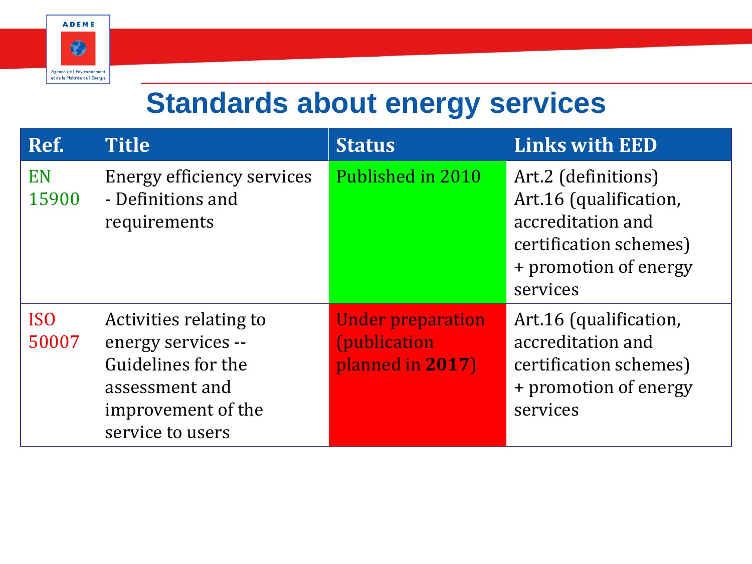# Standards about energy services

| Ref. | Title | Status | Links with EED |
|---|---|---|---|
| EN 15900 | Energy efficiency services - Definitions and requirements | Published in 2010 | Art.2 (definitions)<br>Art.16 (qualification, accreditation and certification schemes)<br>+ promotion of energy services |
| ISO 50007 | Activities relating to energy services -- Guidelines for the assessment and improvement of the service to users | Under preparation (publication planned in **2017**) | Art.16 (qualification, accreditation and certification schemes)<br>+ promotion of energy services |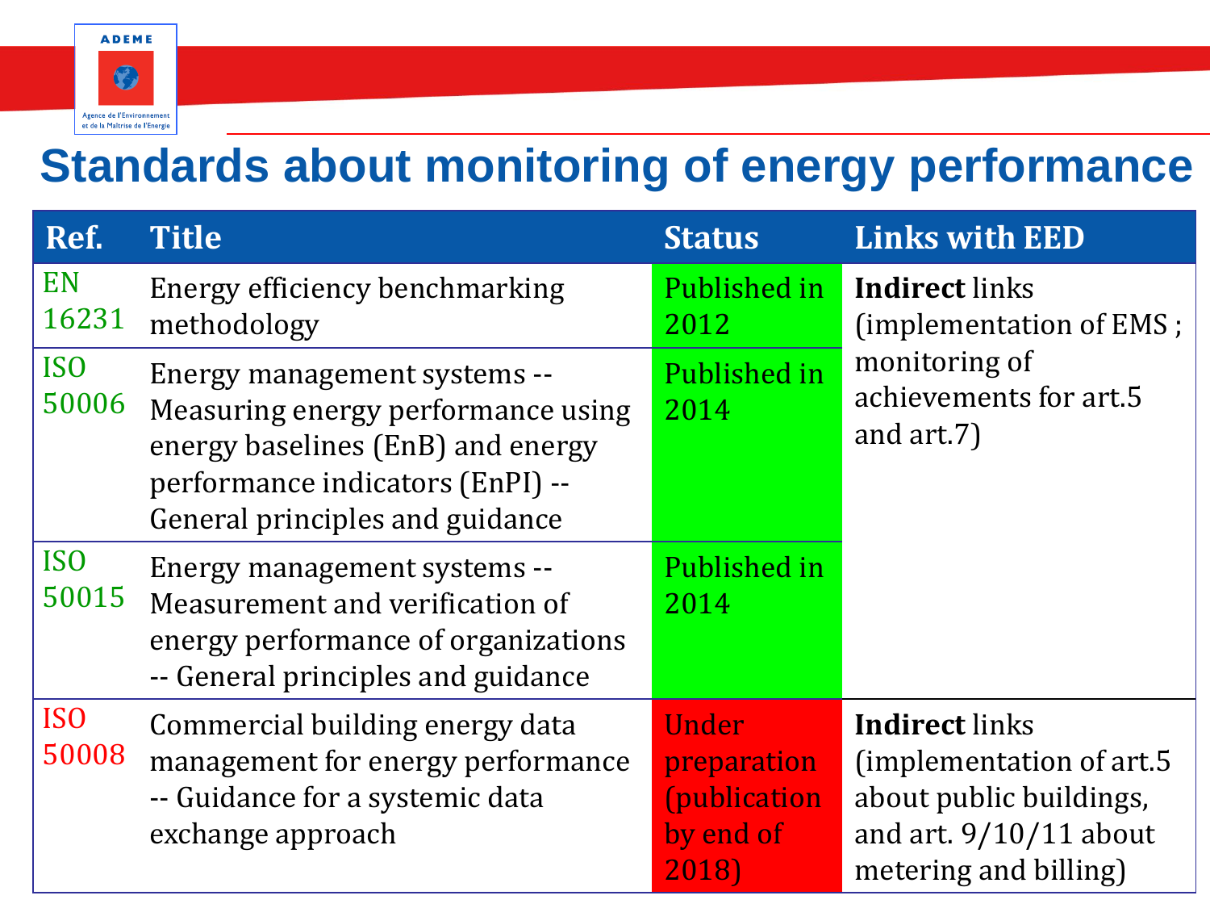# Standards about monitoring of energy performance

| Ref. | Title | Status | Links with EED |
| --- | --- | --- | --- |
| EN 16231 | Energy efficiency benchmarking methodology | Published in 2012 | **Indirect** links (implementation of EMS ; monitoring of achievements for art.5 and art.7) |
| ISO 50006 | Energy management systems -- Measuring energy performance using energy baselines (EnB) and energy performance indicators (EnPI) -- General principles and guidance | Published in 2014 | |
| ISO 50015 | Energy management systems -- Measurement and verification of energy performance of organizations -- General principles and guidance | Published in 2014 | |
| ISO 50008 | Commercial building energy data management for energy performance -- Guidance for a systemic data exchange approach | Under preparation (publication by end of 2018) | **Indirect** links (implementation of art.5 about public buildings, and art. 9/10/11 about metering and billing) |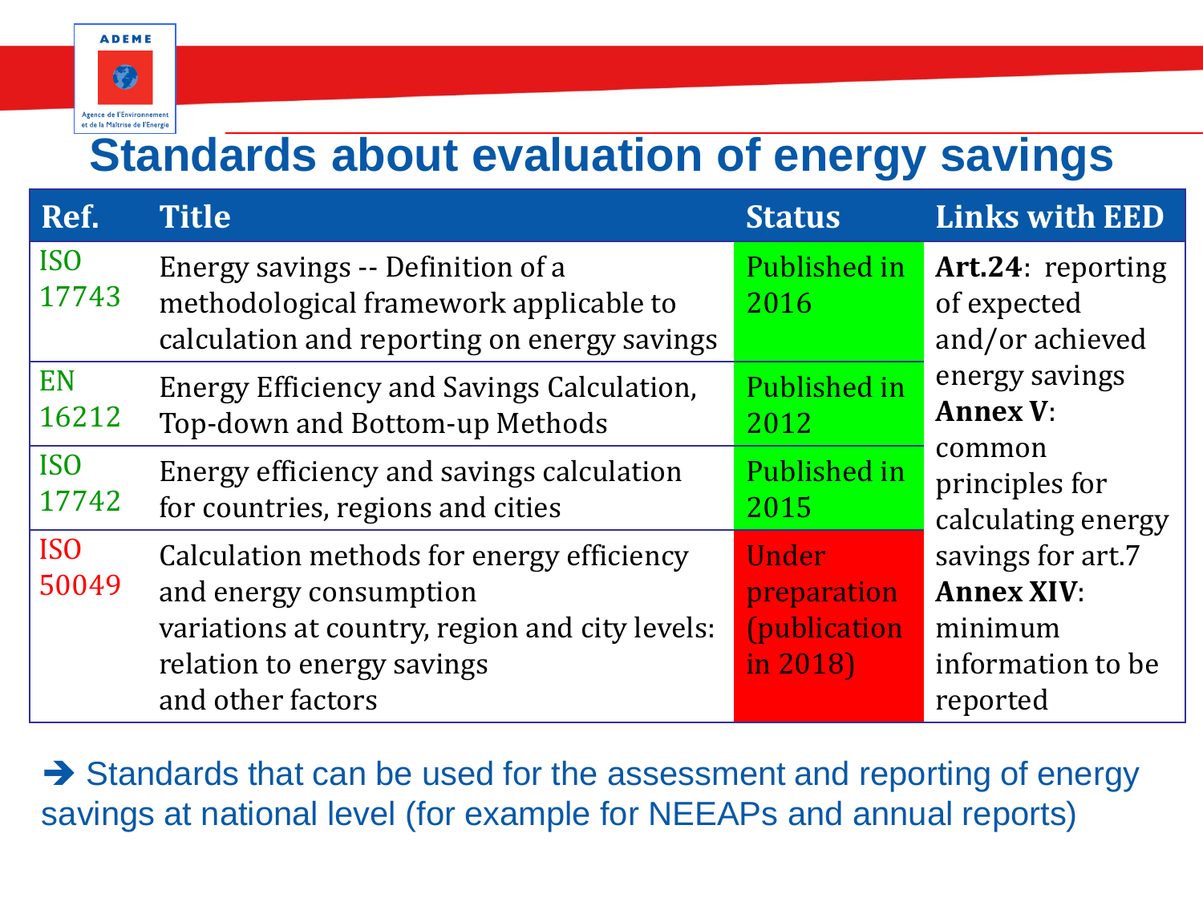# Standards about evaluation of energy savings

| Ref. | Title | Status | Links with EED |
| --- | --- | --- | --- |
| ISO 17743 | Energy savings -- Definition of a methodological framework applicable to calculation and reporting on energy savings | Published in 2016 | **Art.24**: reporting of expected and/or achieved energy savings **Annex V**: common principles for calculating energy savings for art.7 **Annex XIV**: minimum information to be reported |
| EN 16212 | Energy Efficiency and Savings Calculation, Top-down and Bottom-up Methods | Published in 2012 | |
| ISO 17742 | Energy efficiency and savings calculation for countries, regions and cities | Published in 2015 | |
| ISO 50049 | Calculation methods for energy efficiency and energy consumption variations at country, region and city levels: relation to energy savings and other factors | Under preparation (publication in 2018) | |

➔ Standards that can be used for the assessment and reporting of energy savings at national level (for example for NEEAPs and annual reports)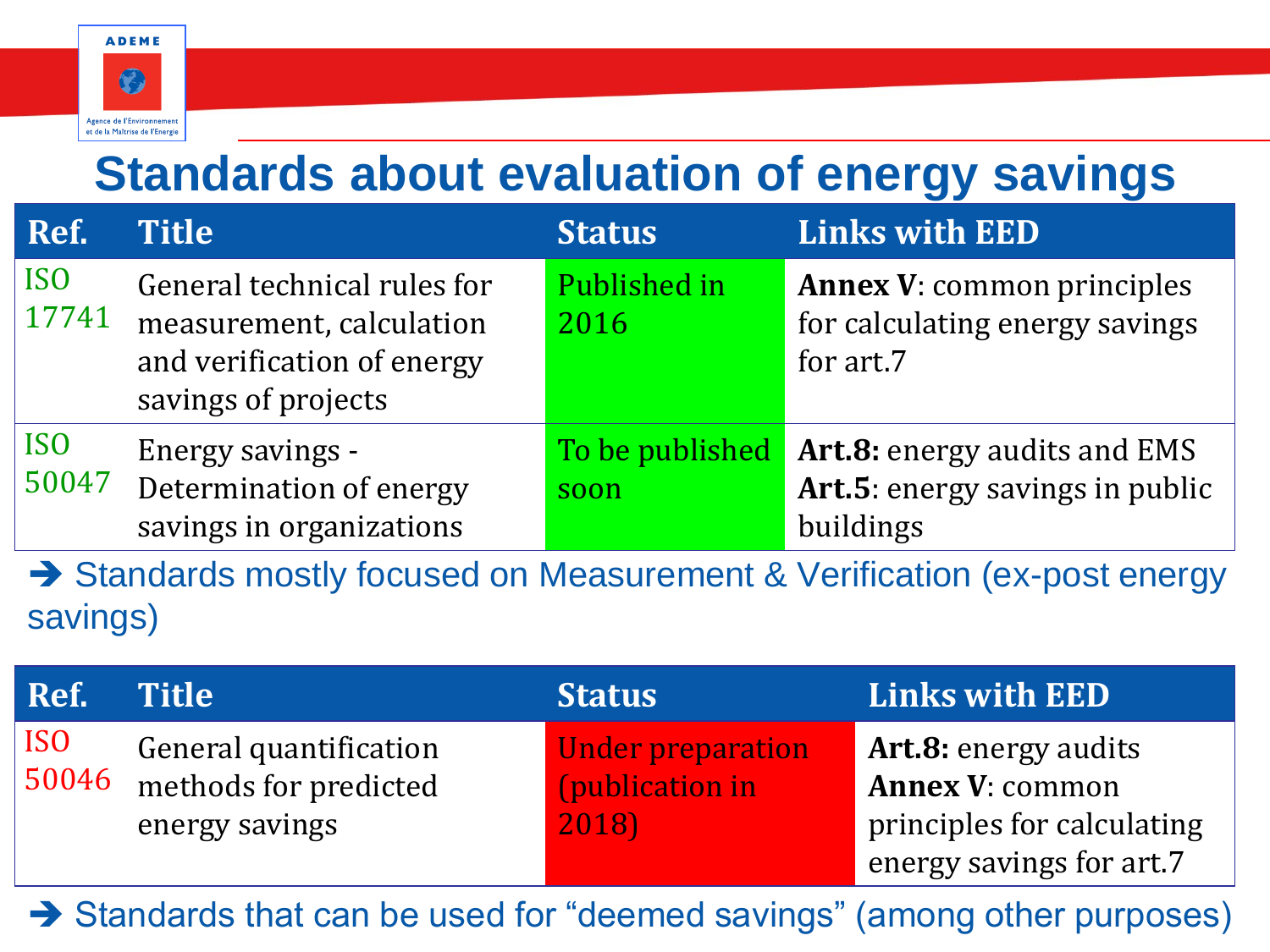# Standards about evaluation of energy savings

| Ref. | Title | Status | Links with EED |
|---|---|---|---|
| ISO 17741 | General technical rules for measurement, calculation and verification of energy savings of projects | Published in 2016 | **Annex V**: common principles for calculating energy savings for art.7 |
| ISO 50047 | Energy savings - Determination of energy savings in organizations | To be published soon | **Art.8:** energy audits and EMS<br>**Art.5**: energy savings in public buildings |

➔ Standards mostly focused on Measurement & Verification (ex-post energy savings)

| Ref. | Title | Status | Links with EED |
|---|---|---|---|
| ISO 50046 | General quantification methods for predicted energy savings | Under preparation (publication in 2018) | **Art.8:** energy audits<br>**Annex V**: common principles for calculating energy savings for art.7 |

➔ Standards that can be used for “deemed savings” (among other purposes)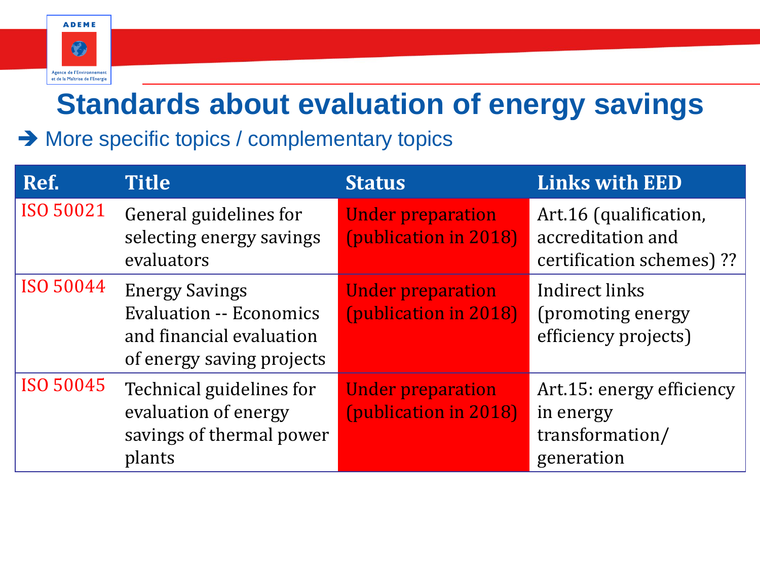# Standards about evaluation of energy savings

➔ More specific topics / complementary topics

| Ref. | Title | Status | Links with EED |
| --- | --- | --- | --- |
| ISO 50021 | General guidelines for selecting energy savings evaluators | Under preparation (publication in 2018) | Art.16 (qualification, accreditation and certification schemes) ?? |
| ISO 50044 | Energy Savings Evaluation -- Economics and financial evaluation of energy saving projects | Under preparation (publication in 2018) | Indirect links (promoting energy efficiency projects) |
| ISO 50045 | Technical guidelines for evaluation of energy savings of thermal power plants | Under preparation (publication in 2018) | Art.15: energy efficiency in energy transformation/ generation |